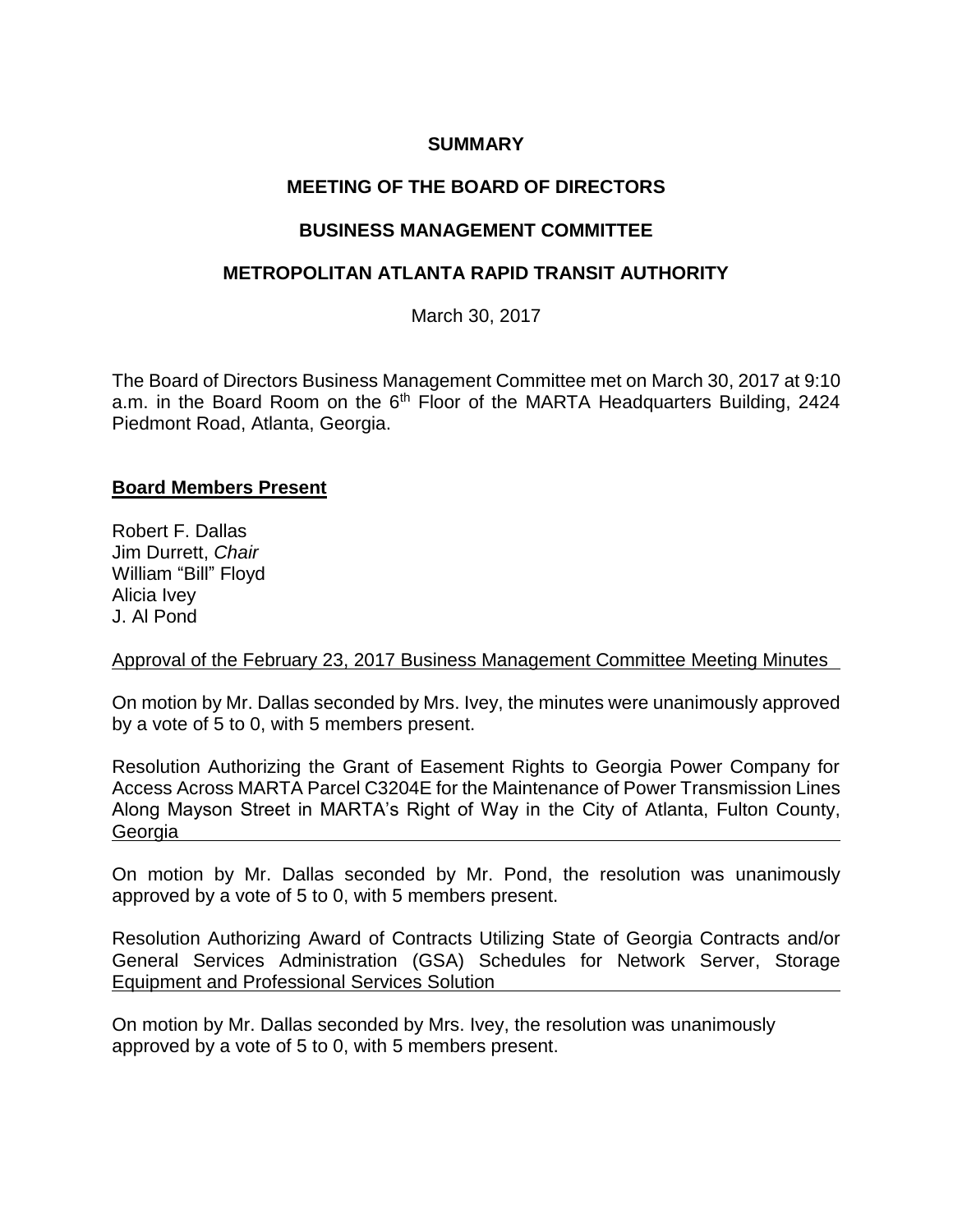**SUMMARY**

**MEETING OF THE BOARD OF DIRECTORS**

**BUSINESS MANAGEMENT COMMITTEE**

**METROPOLITAN ATLANTA RAPID TRANSIT AUTHORITY**

March 30, 2017

The Board of Directors Business Management Committee met on March 30, 2017 at 9:10 a.m. in the Board Room on the 6th Floor of the MARTA Headquarters Building, 2424 Piedmont Road, Atlanta, Georgia.

**Board Members Present**

Robert F. Dallas
Jim Durrett, *Chair*
William "Bill" Floyd
Alicia Ivey
J. Al Pond

Approval of the February 23, 2017 Business Management Committee Meeting Minutes

On motion by Mr. Dallas seconded by Mrs. Ivey, the minutes were unanimously approved by a vote of 5 to 0, with 5 members present.

Resolution Authorizing the Grant of Easement Rights to Georgia Power Company for Access Across MARTA Parcel C3204E for the Maintenance of Power Transmission Lines Along Mayson Street in MARTA's Right of Way in the City of Atlanta, Fulton County, Georgia

On motion by Mr. Dallas seconded by Mr. Pond, the resolution was unanimously approved by a vote of 5 to 0, with 5 members present.

Resolution Authorizing Award of Contracts Utilizing State of Georgia Contracts and/or General Services Administration (GSA) Schedules for Network Server, Storage Equipment and Professional Services Solution

On motion by Mr. Dallas seconded by Mrs. Ivey, the resolution was unanimously approved by a vote of 5 to 0, with 5 members present.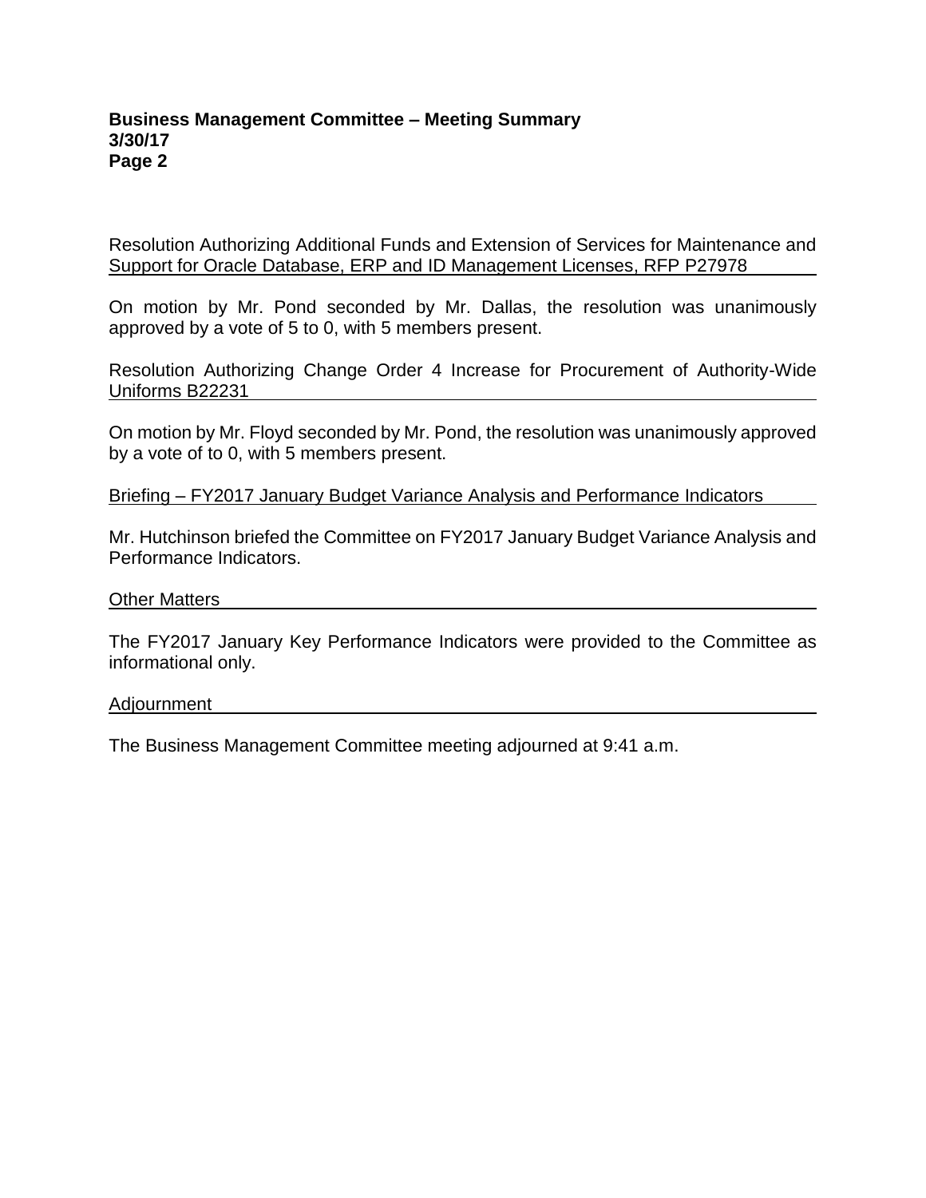Resolution Authorizing Additional Funds and Extension of Services for Maintenance and Support for Oracle Database, ERP and ID Management Licenses, RFP P27978

On motion by Mr. Pond seconded by Mr. Dallas, the resolution was unanimously approved by a vote of 5 to 0, with 5 members present.

Resolution Authorizing Change Order 4 Increase for Procurement of Authority-Wide Uniforms B22231

On motion by Mr. Floyd seconded by Mr. Pond, the resolution was unanimously approved by a vote of to 0, with 5 members present.

Briefing – FY2017 January Budget Variance Analysis and Performance Indicators

Mr. Hutchinson briefed the Committee on FY2017 January Budget Variance Analysis and Performance Indicators.

Other Matters

The FY2017 January Key Performance Indicators were provided to the Committee as informational only.

Adjournment

The Business Management Committee meeting adjourned at 9:41 a.m.